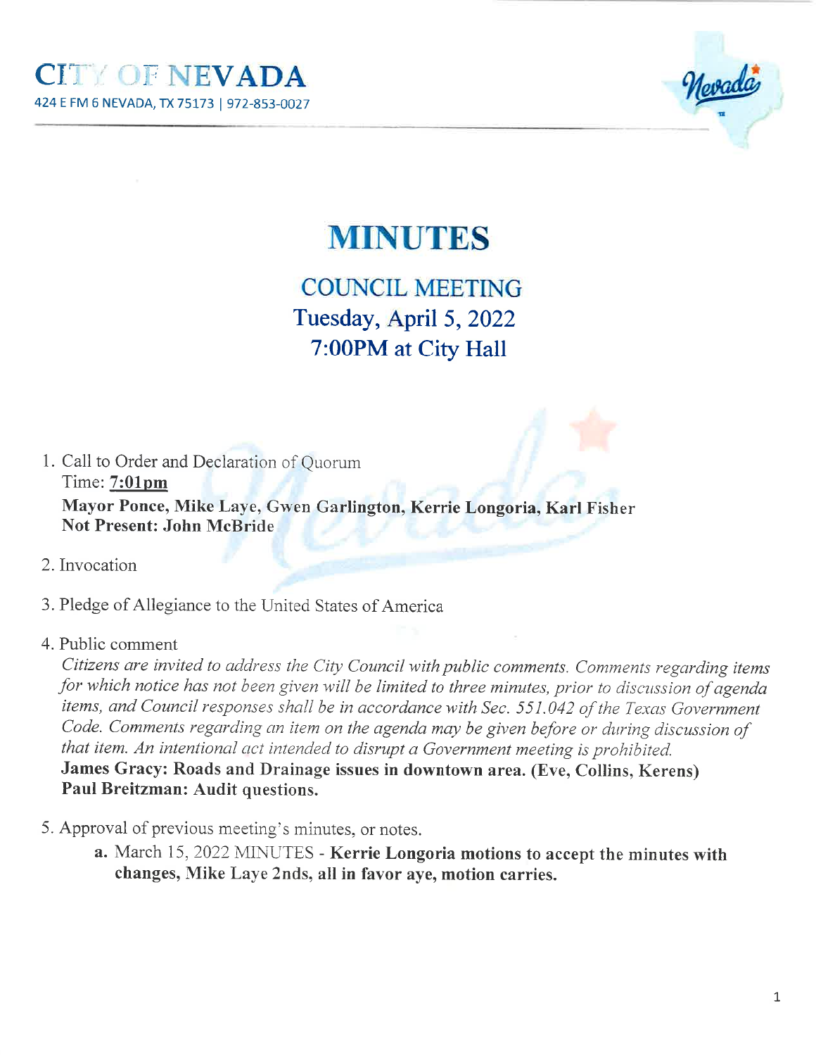# CITY OF NEVADA

424 E FM 6 NEVADA, TX 75173 | 972-853-0027

# MINUTES

## COUNCIL MEETING
## Tuesday, April 5, 2022
## 7:00PM at City Hall

1. Call to Order and Declaration of Quorum
   Time: **7:01pm**
   **Mayor Ponce, Mike Laye, Gwen Garlington, Kerrie Longoria, Karl Fisher**
   **Not Present: John McBride**

2. Invocation

3. Pledge of Allegiance to the United States of America

4. Public comment
   *Citizens are invited to address the City Council with public comments. Comments regarding items for which notice has not been given will be limited to three minutes, prior to discussion of agenda items, and Council responses shall be in accordance with Sec. 551.042 of the Texas Government Code. Comments regarding an item on the agenda may be given before or during discussion of that item. An intentional act intended to disrupt a Government meeting is prohibited.*
   **James Gracy: Roads and Drainage issues in downtown area. (Eve, Collins, Kerens)**
   **Paul Breitzman: Audit questions.**

5. Approval of previous meeting's minutes, or notes.
   a. March 15, 2022 MINUTES - **Kerrie Longoria motions to accept the minutes with changes, Mike Laye 2nds, all in favor aye, motion carries.**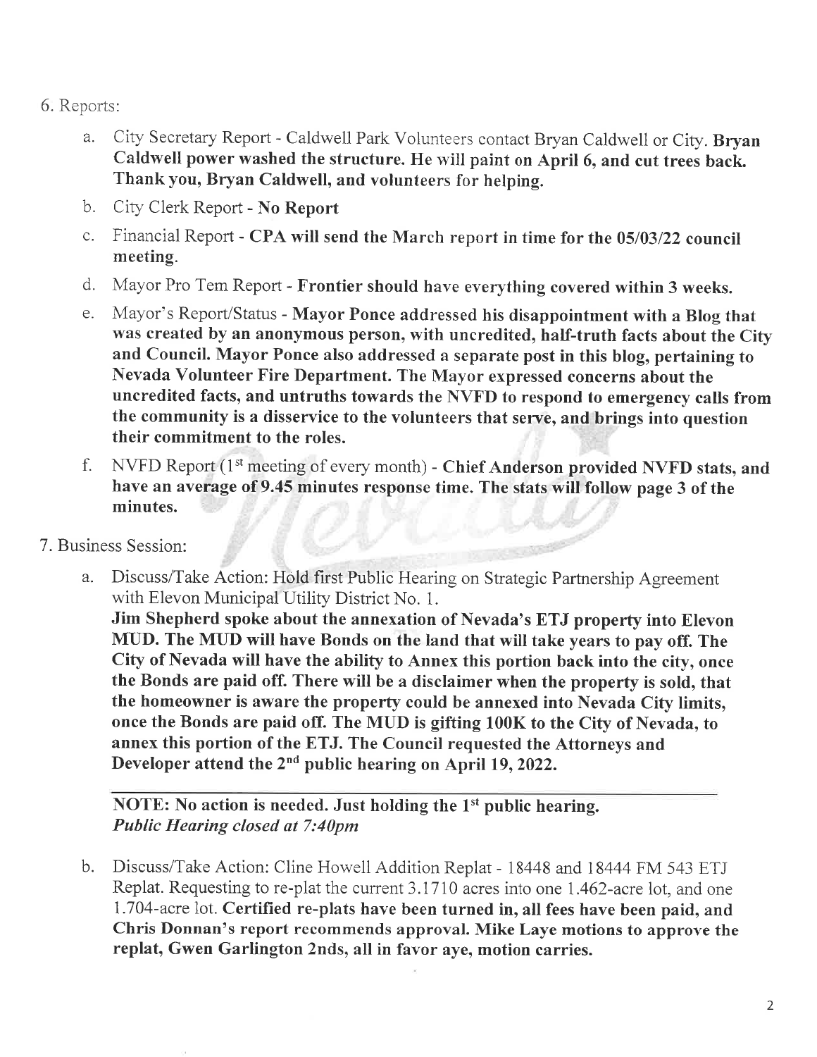6. Reports:

   a. City Secretary Report - Caldwell Park Volunteers contact Bryan Caldwell or City. **Bryan Caldwell power washed the structure. He will paint on April 6, and cut trees back. Thank you, Bryan Caldwell, and volunteers for helping.**

   b. City Clerk Report - **No Report**

   c. Financial Report - **CPA will send the March report in time for the 05/03/22 council meeting.**

   d. Mayor Pro Tem Report - **Frontier should have everything covered within 3 weeks.**

   e. Mayor's Report/Status - **Mayor Ponce addressed his disappointment with a Blog that was created by an anonymous person, with uncredited, half-truth facts about the City and Council. Mayor Ponce also addressed a separate post in this blog, pertaining to Nevada Volunteer Fire Department. The Mayor expressed concerns about the uncredited facts, and untruths towards the NVFD to respond to emergency calls from the community is a disservice to the volunteers that serve, and brings into question their commitment to the roles.**

   f. NVFD Report (1st meeting of every month) - **Chief Anderson provided NVFD stats, and have an average of 9.45 minutes response time. The stats will follow page 3 of the minutes.**

7. Business Session:

   a. Discuss/Take Action: Hold first Public Hearing on Strategic Partnership Agreement with Elevon Municipal Utility District No. 1.
   **Jim Shepherd spoke about the annexation of Nevada's ETJ property into Elevon MUD. The MUD will have Bonds on the land that will take years to pay off. The City of Nevada will have the ability to Annex this portion back into the city, once the Bonds are paid off. There will be a disclaimer when the property is sold, that the homeowner is aware the property could be annexed into Nevada City limits, once the Bonds are paid off. The MUD is gifting 100K to the City of Nevada, to annex this portion of the ETJ. The Council requested the Attorneys and Developer attend the 2nd public hearing on April 19, 2022.**

   ---

   **NOTE: No action is needed. Just holding the 1st public hearing.**
   ***Public Hearing closed at 7:40pm***

   b. Discuss/Take Action: Cline Howell Addition Replat - 18448 and 18444 FM 543 ETJ Replat. Requesting to re-plat the current 3.1710 acres into one 1.462-acre lot, and one 1.704-acre lot. **Certified re-plats have been turned in, all fees have been paid, and Chris Donnan's report recommends approval. Mike Laye motions to approve the replat, Gwen Garlington 2nds, all in favor aye, motion carries.**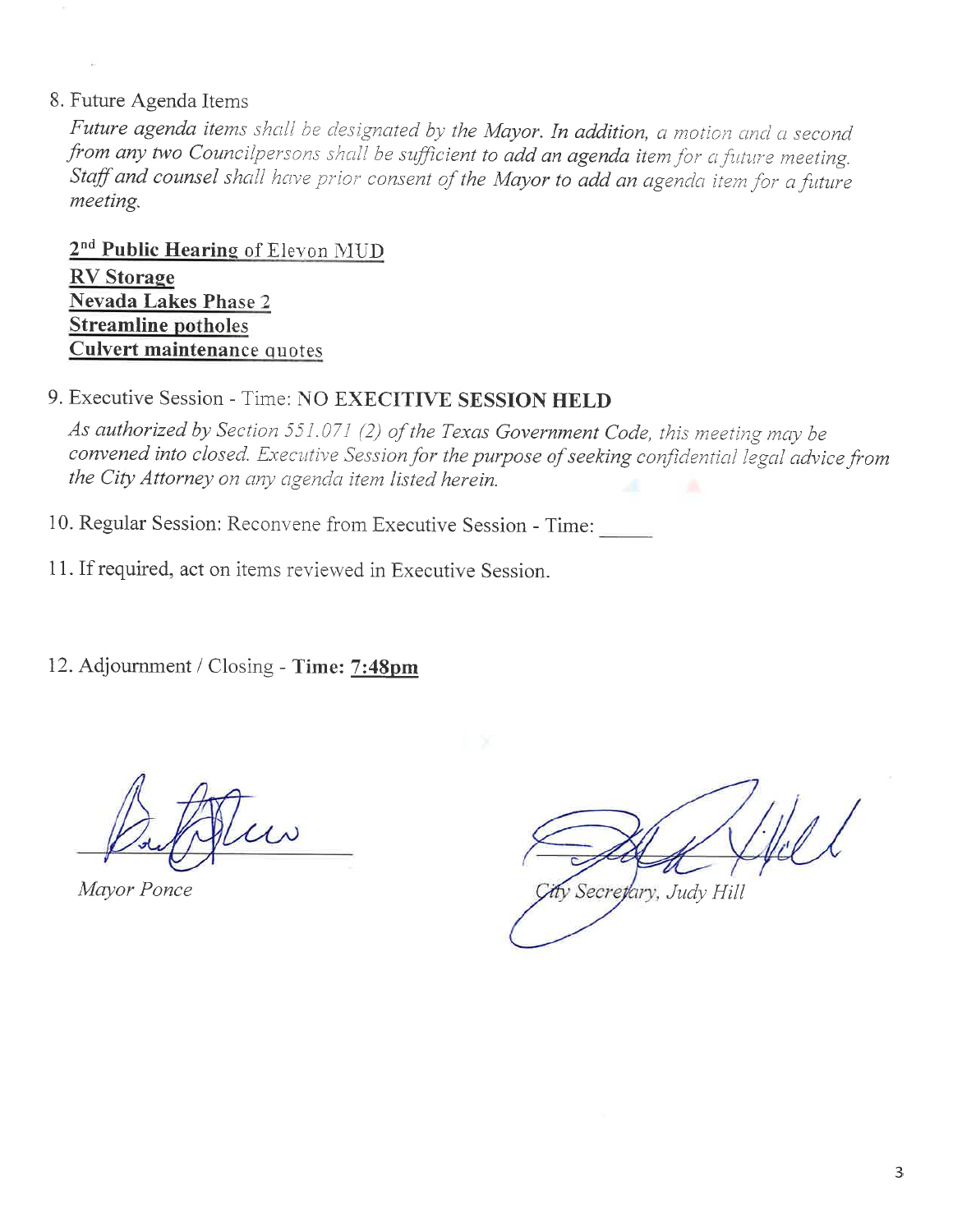8. Future Agenda Items

*Future agenda items shall be designated by the Mayor. In addition, a motion and a second from any two Councilpersons shall be sufficient to add an agenda item for a future meeting. Staff and counsel shall have prior consent of the Mayor to add an agenda item for a future meeting.*

**2nd Public Hearing** of Elevon MUD
**RV Storage**
**Nevada Lakes Phase 2**
**Streamline potholes**
**Culvert maintenance** quotes

9. Executive Session - Time: **NO EXECITIVE SESSION HELD**

*As authorized by Section 551.071 (2) of the Texas Government Code, this meeting may be convened into closed. Executive Session for the purpose of seeking confidential legal advice from the City Attorney on any agenda item listed herein.*

10. Regular Session: Reconvene from Executive Session - Time: _____

11. If required, act on items reviewed in Executive Session.

12. Adjournment / Closing - **Time: 7:48pm**

*Mayor Ponce*

*City Secretary, Judy Hill*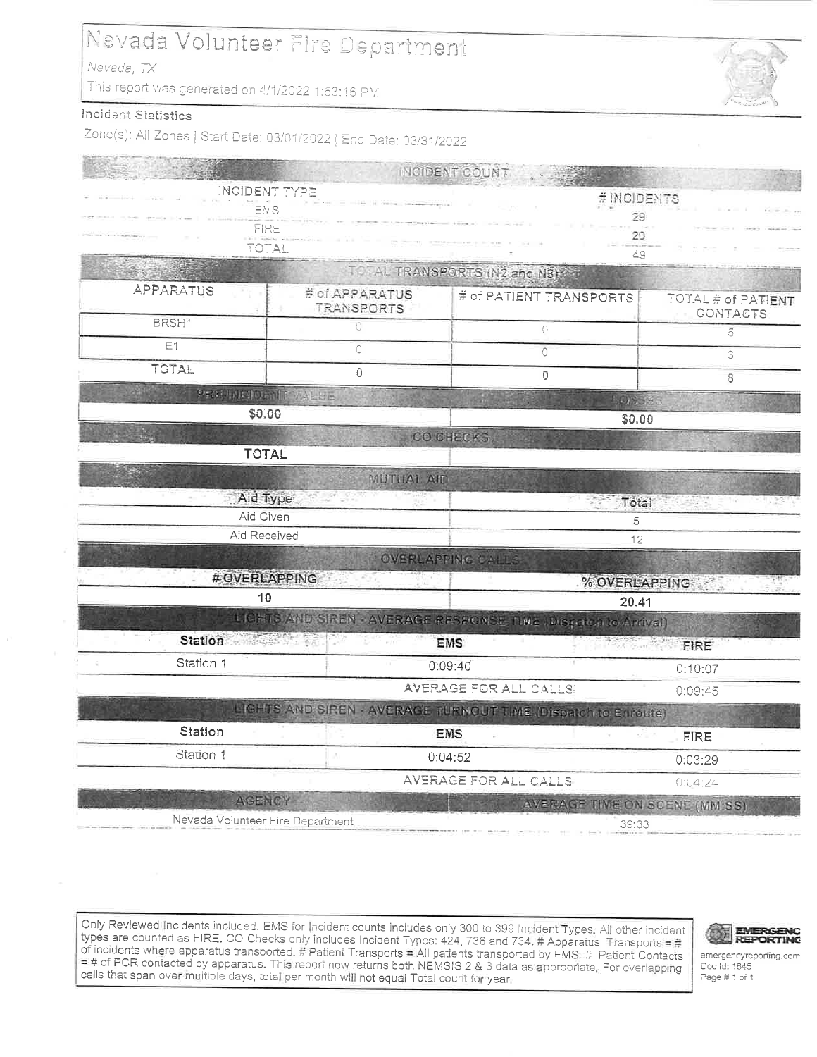# Nevada Volunteer Fire Department

*Nevada, TX*

This report was generated on 4/1/2022 1:53:16 PM

Incident Statistics

Zone(s): All Zones | Start Date: 03/01/2022 | End Date: 03/31/2022

## INCIDENT COUNT

| INCIDENT TYPE | # INCIDENTS |
|---|---|
| EMS | 29 |
| FIRE | 20 |
| TOTAL | 49 |

## TOTAL TRANSPORTS (N2 and N3)

| APPARATUS | # of APPARATUS TRANSPORTS | # of PATIENT TRANSPORTS | TOTAL # of PATIENT CONTACTS |
|---|---|---|---|
| BRSH1 | 0 | 0 | 5 |
| E1 | 0 | 0 | 3 |
| TOTAL | 0 | 0 | 8 |

| PRE-INCIDENT VALUE | LOSSES |
|---|---|
| $0.00 | $0.00 |

## CO CHECKS

| | |
|---|---|
| TOTAL | |

## MUTUAL AID

| Aid Type | Total |
|---|---|
| Aid Given | 5 |
| Aid Received | 12 |

## OVERLAPPING CALLS

| # OVERLAPPING | % OVERLAPPING |
|---|---|
| 10 | 20.41 |

## LIGHTS AND SIREN - AVERAGE RESPONSE TIME (Dispatch to Arrival)

| Station | EMS | FIRE |
|---|---|---|
| Station 1 | 0:09:40 | 0:10:07 |
| | AVERAGE FOR ALL CALLS | 0:09:45 |

## LIGHTS AND SIREN - AVERAGE TURNOUT TIME (Dispatch to Enroute)

| Station | EMS | FIRE |
|---|---|---|
| Station 1 | 0:04:52 | 0:03:29 |
| | AVERAGE FOR ALL CALLS | 0:04:24 |

| AGENCY | AVERAGE TIME ON SCENE (MM:SS) |
|---|---|
| Nevada Volunteer Fire Department | 39:33 |

Only Reviewed Incidents included. EMS for Incident counts includes only 300 to 399 Incident Types. All other incident types are counted as FIRE. CO Checks only includes Incident Types: 424, 736 and 734. # Apparatus Transports = # of incidents where apparatus transported. # Patient Transports = All patients transported by EMS. # Patient Contacts = # of PCR contacted by apparatus. This report now returns both NEMSIS 2 & 3 data as appropriate. For overlapping calls that span over multiple days, total per month will not equal Total count for year.

EMERGENCY REPORTING
emergencyreporting.com
Doc Id: 1645